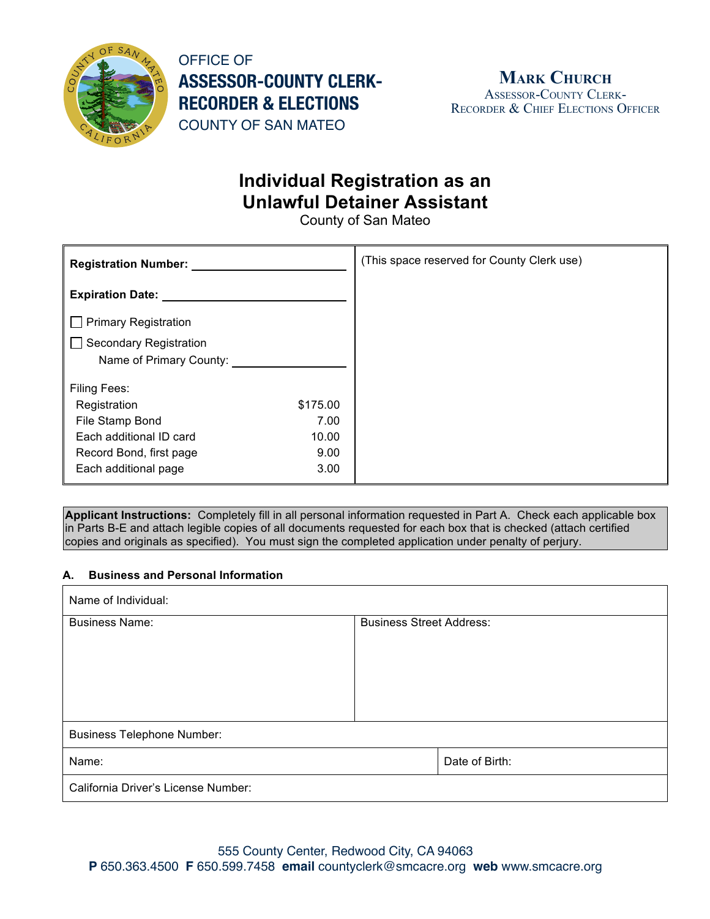OFFICE OF
**ASSESSOR-COUNTY CLERK-RECORDER & ELECTIONS**
COUNTY OF SAN MATEO

**MARK CHURCH**
ASSESSOR-COUNTY CLERK-RECORDER & CHIEF ELECTIONS OFFICER

# Individual Registration as an Unlawful Detainer Assistant

County of San Mateo

| | |
|---|---|
| **Registration Number:** ________________<br><br>**Expiration Date:** ________________<br><br>☐ Primary Registration<br>☐ Secondary Registration<br>Name of Primary County: ________________<br><br>Filing Fees:<br>Registration $175.00<br>File Stamp Bond 7.00<br>Each additional ID card 10.00<br>Record Bond, first page 9.00<br>Each additional page 3.00 | (This space reserved for County Clerk use) |

**Applicant Instructions:** Completely fill in all personal information requested in Part A. Check each applicable box in Parts B-E and attach legible copies of all documents requested for each box that is checked (attach certified copies and originals as specified). You must sign the completed application under penalty of perjury.

### A. Business and Personal Information

| | |
|---|---|
| Name of Individual: | |
| Business Name: | Business Street Address: |
| Business Telephone Number: | |
| Name: | Date of Birth: |
| California Driver's License Number: | |

555 County Center, Redwood City, CA 94063
**P** 650.363.4500 **F** 650.599.7458 **email** countyclerk@smcacre.org **web** www.smcacre.org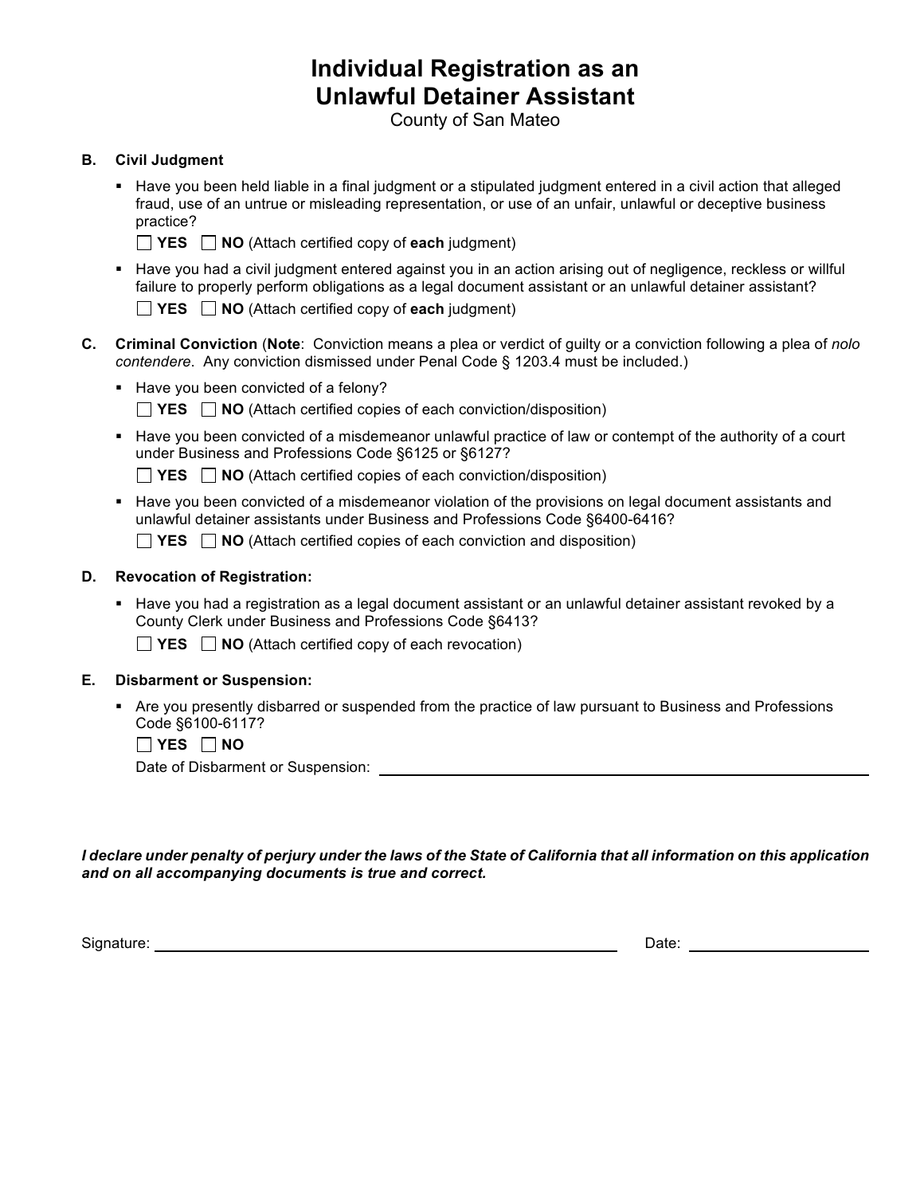# Individual Registration as an Unlawful Detainer Assistant

County of San Mateo

**B. Civil Judgment**

- Have you been held liable in a final judgment or a stipulated judgment entered in a civil action that alleged fraud, use of an untrue or misleading representation, or use of an unfair, unlawful or deceptive business practice?

  ☐ **YES** ☐ **NO** (Attach certified copy of **each** judgment)

- Have you had a civil judgment entered against you in an action arising out of negligence, reckless or willful failure to properly perform obligations as a legal document assistant or an unlawful detainer assistant?

  ☐ **YES** ☐ **NO** (Attach certified copy of **each** judgment)

**C. Criminal Conviction** (**Note**: Conviction means a plea or verdict of guilty or a conviction following a plea of *nolo contendere*. Any conviction dismissed under Penal Code § 1203.4 must be included.)

- Have you been convicted of a felony?

  ☐ **YES** ☐ **NO** (Attach certified copies of each conviction/disposition)

- Have you been convicted of a misdemeanor unlawful practice of law or contempt of the authority of a court under Business and Professions Code §6125 or §6127?

  ☐ **YES** ☐ **NO** (Attach certified copies of each conviction/disposition)

- Have you been convicted of a misdemeanor violation of the provisions on legal document assistants and unlawful detainer assistants under Business and Professions Code §6400-6416?

  ☐ **YES** ☐ **NO** (Attach certified copies of each conviction and disposition)

**D. Revocation of Registration:**

- Have you had a registration as a legal document assistant or an unlawful detainer assistant revoked by a County Clerk under Business and Professions Code §6413?

  ☐ **YES** ☐ **NO** (Attach certified copy of each revocation)

**E. Disbarment or Suspension:**

- Are you presently disbarred or suspended from the practice of law pursuant to Business and Professions Code §6100-6117?

  ☐ **YES** ☐ **NO**

  Date of Disbarment or Suspension: ____________________

***I declare under penalty of perjury under the laws of the State of California that all information on this application and on all accompanying documents is true and correct.***

Signature: ____________________ Date: ____________________